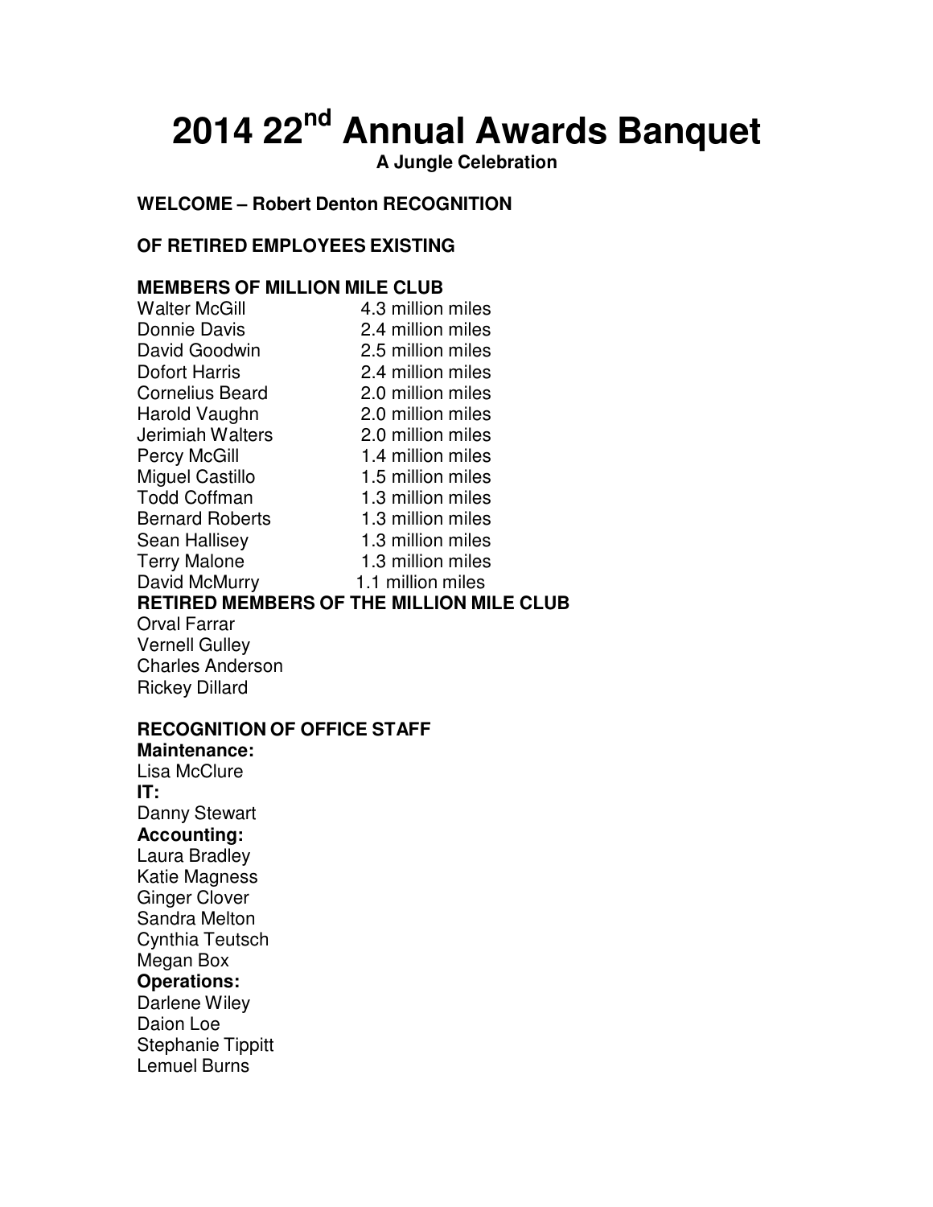# 2014 22nd Annual Awards Banquet

**A Jungle Celebration**

**WELCOME – Robert Denton RECOGNITION**

**OF RETIRED EMPLOYEES EXISTING**

**MEMBERS OF MILLION MILE CLUB**

| | |
|---|---|
| Walter McGill | 4.3 million miles |
| Donnie Davis | 2.4 million miles |
| David Goodwin | 2.5 million miles |
| Dofort Harris | 2.4 million miles |
| Cornelius Beard | 2.0 million miles |
| Harold Vaughn | 2.0 million miles |
| Jerimiah Walters | 2.0 million miles |
| Percy McGill | 1.4 million miles |
| Miguel Castillo | 1.5 million miles |
| Todd Coffman | 1.3 million miles |
| Bernard Roberts | 1.3 million miles |
| Sean Hallisey | 1.3 million miles |
| Terry Malone | 1.3 million miles |
| David McMurry | 1.1 million miles |

**RETIRED MEMBERS OF THE MILLION MILE CLUB**

Orval Farrar
Vernell Gulley
Charles Anderson
Rickey Dillard

**RECOGNITION OF OFFICE STAFF**

**Maintenance:**
Lisa McClure

**IT:**
Danny Stewart

**Accounting:**
Laura Bradley
Katie Magness
Ginger Clover
Sandra Melton
Cynthia Teutsch
Megan Box

**Operations:**
Darlene Wiley
Daion Loe
Stephanie Tippitt
Lemuel Burns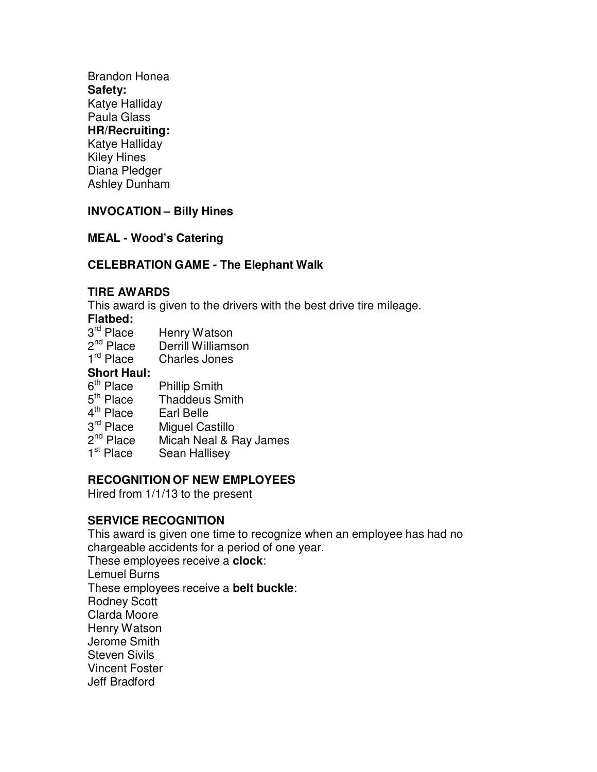Brandon Honea

**Safety:**

Katye Halliday
Paula Glass

**HR/Recruiting:**

Katye Halliday
Kiley Hines
Diana Pledger
Ashley Dunham

**INVOCATION – Billy Hines**

**MEAL - Wood's Catering**

**CELEBRATION GAME - The Elephant Walk**

**TIRE AWARDS**

This award is given to the drivers with the best drive tire mileage.

**Flatbed:**

| | |
|---|---|
| 3rd Place | Henry Watson |
| 2nd Place | Derrill Williamson |
| 1rd Place | Charles Jones |

**Short Haul:**

| | |
|---|---|
| 6th Place | Phillip Smith |
| 5th Place | Thaddeus Smith |
| 4th Place | Earl Belle |
| 3rd Place | Miguel Castillo |
| 2nd Place | Micah Neal & Ray James |
| 1st Place | Sean Hallisey |

**RECOGNITION OF NEW EMPLOYEES**

Hired from 1/1/13 to the present

**SERVICE RECOGNITION**

This award is given one time to recognize when an employee has had no chargeable accidents for a period of one year.

These employees receive a **clock**:

Lemuel Burns

These employees receive a **belt buckle**:

Rodney Scott
Clarda Moore
Henry Watson
Jerome Smith
Steven Sivils
Vincent Foster
Jeff Bradford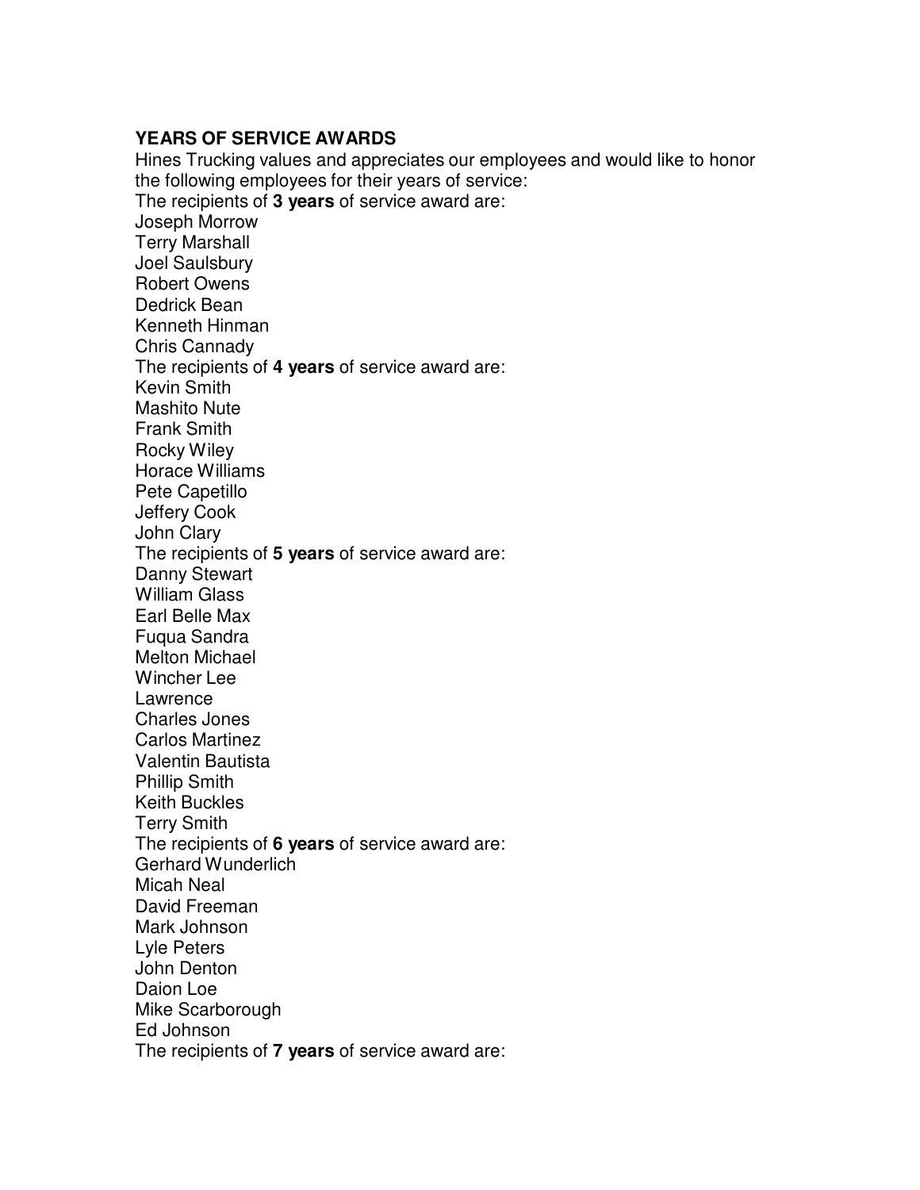**YEARS OF SERVICE AWARDS**

Hines Trucking values and appreciates our employees and would like to honor the following employees for their years of service:

The recipients of **3 years** of service award are:

Joseph Morrow
Terry Marshall
Joel Saulsbury
Robert Owens
Dedrick Bean
Kenneth Hinman
Chris Cannady

The recipients of **4 years** of service award are:

Kevin Smith
Mashito Nute
Frank Smith
Rocky Wiley
Horace Williams
Pete Capetillo
Jeffery Cook
John Clary

The recipients of **5 years** of service award are:

Danny Stewart
William Glass
Earl Belle Max
Fuqua Sandra
Melton Michael
Wincher Lee
Lawrence
Charles Jones
Carlos Martinez
Valentin Bautista
Phillip Smith
Keith Buckles
Terry Smith

The recipients of **6 years** of service award are:

Gerhard Wunderlich
Micah Neal
David Freeman
Mark Johnson
Lyle Peters
John Denton
Daion Loe
Mike Scarborough
Ed Johnson

The recipients of **7 years** of service award are: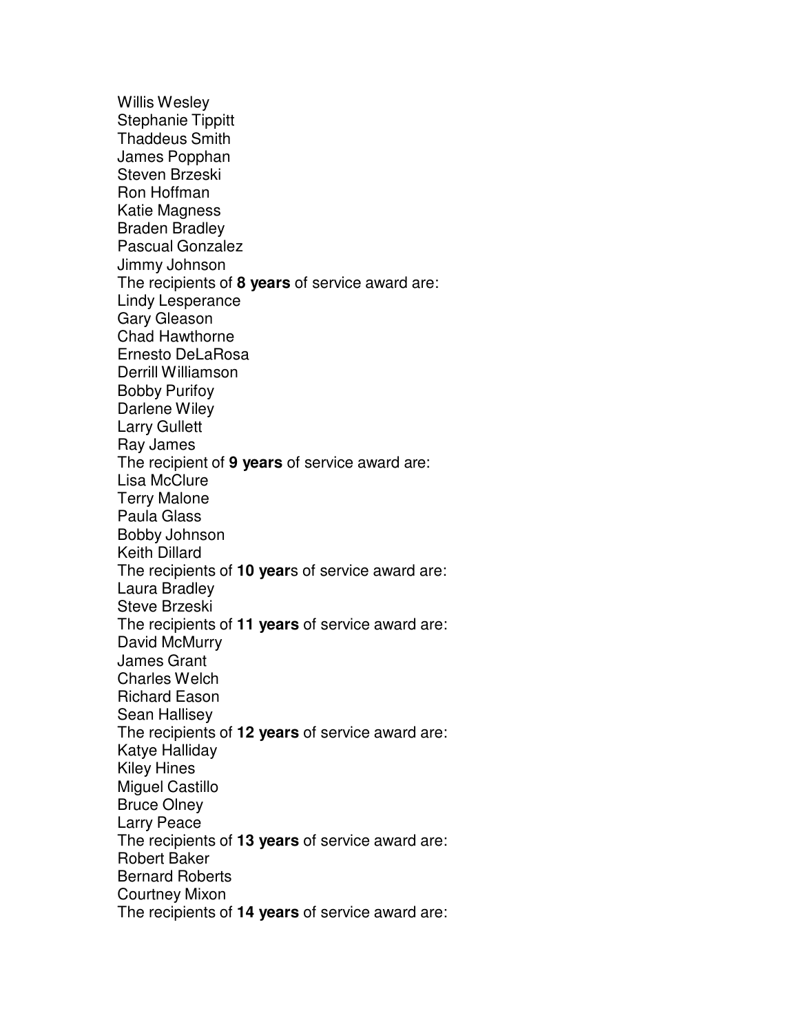Willis Wesley
Stephanie Tippitt
Thaddeus Smith
James Popphan
Steven Brzeski
Ron Hoffman
Katie Magness
Braden Bradley
Pascual Gonzalez
Jimmy Johnson

The recipients of **8 years** of service award are:

Lindy Lesperance
Gary Gleason
Chad Hawthorne
Ernesto DeLaRosa
Derrill Williamson
Bobby Purifoy
Darlene Wiley
Larry Gullett
Ray James

The recipient of **9 years** of service award are:

Lisa McClure
Terry Malone
Paula Glass
Bobby Johnson
Keith Dillard

The recipients of **10 year**s of service award are:

Laura Bradley
Steve Brzeski

The recipients of **11 years** of service award are:

David McMurry
James Grant
Charles Welch
Richard Eason
Sean Hallisey

The recipients of **12 years** of service award are:

Katye Halliday
Kiley Hines
Miguel Castillo
Bruce Olney
Larry Peace

The recipients of **13 years** of service award are:

Robert Baker
Bernard Roberts
Courtney Mixon

The recipients of **14 years** of service award are: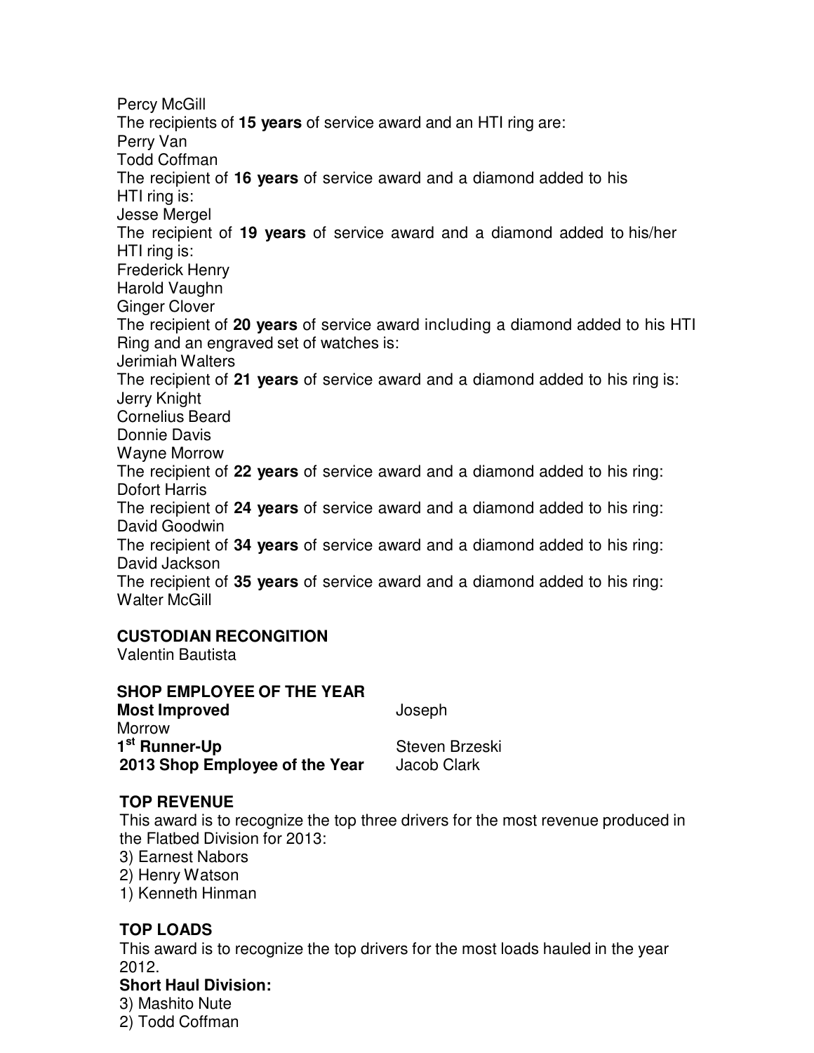Percy McGill

The recipients of **15 years** of service award and an HTI ring are:

Perry Van

Todd Coffman

The recipient of **16 years** of service award and a diamond added to his HTI ring is:

Jesse Mergel

The recipient of **19 years** of service award and a diamond added to his/her HTI ring is:

Frederick Henry

Harold Vaughn

Ginger Clover

The recipient of **20 years** of service award including a diamond added to his HTI Ring and an engraved set of watches is:

Jerimiah Walters

The recipient of **21 years** of service award and a diamond added to his ring is:

Jerry Knight

Cornelius Beard

Donnie Davis

Wayne Morrow

The recipient of **22 years** of service award and a diamond added to his ring:

Dofort Harris

The recipient of **24 years** of service award and a diamond added to his ring:

David Goodwin

The recipient of **34 years** of service award and a diamond added to his ring:

David Jackson

The recipient of **35 years** of service award and a diamond added to his ring:

Walter McGill

**CUSTODIAN RECONGITION**

Valentin Bautista

**SHOP EMPLOYEE OF THE YEAR**

**Most Improved** Joseph Morrow

**1st Runner-Up** Steven Brzeski

**2013 Shop Employee of the Year** Jacob Clark

**TOP REVENUE**

This award is to recognize the top three drivers for the most revenue produced in the Flatbed Division for 2013:

3) Earnest Nabors

2) Henry Watson

1) Kenneth Hinman

**TOP LOADS**

This award is to recognize the top drivers for the most loads hauled in the year 2012.

**Short Haul Division:**

3) Mashito Nute

2) Todd Coffman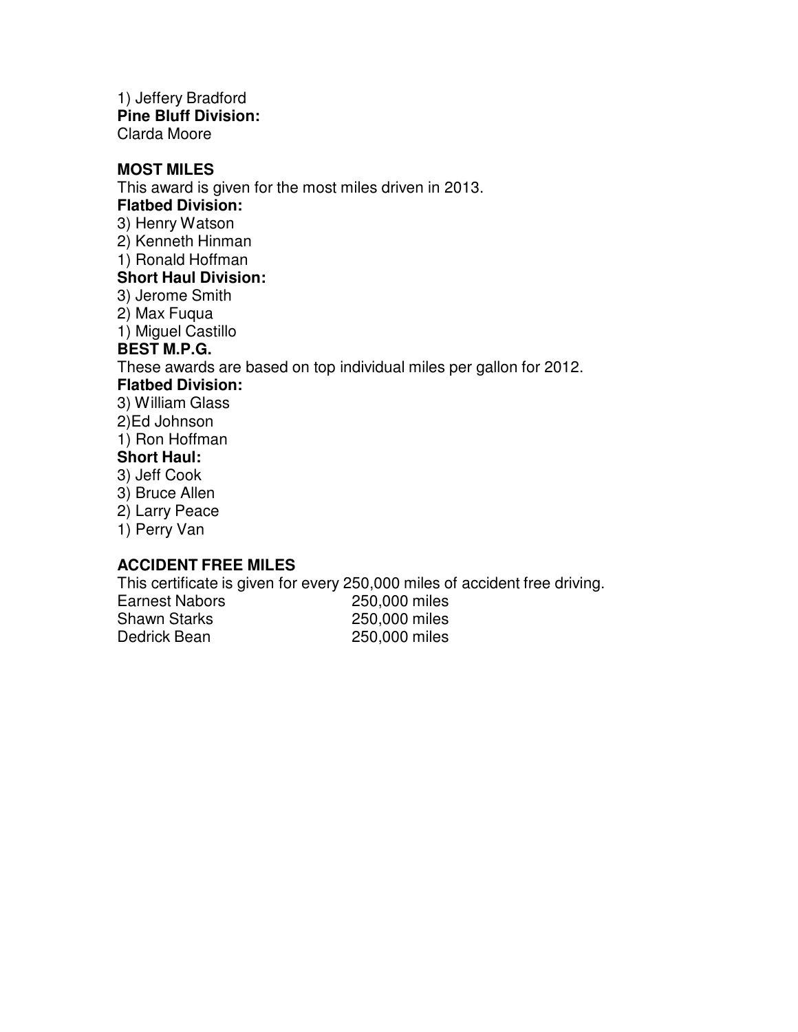1) Jeffery Bradford

**Pine Bluff Division:**

Clarda Moore

**MOST MILES**

This award is given for the most miles driven in 2013.

**Flatbed Division:**

3) Henry Watson
2) Kenneth Hinman
1) Ronald Hoffman

**Short Haul Division:**

3) Jerome Smith
2) Max Fuqua
1) Miguel Castillo

**BEST M.P.G.**

These awards are based on top individual miles per gallon for 2012.

**Flatbed Division:**

3) William Glass
2)Ed Johnson
1) Ron Hoffman

**Short Haul:**

3) Jeff Cook
3) Bruce Allen
2) Larry Peace
1) Perry Van

**ACCIDENT FREE MILES**

This certificate is given for every 250,000 miles of accident free driving.

| | |
|---|---|
| Earnest Nabors | 250,000 miles |
| Shawn Starks | 250,000 miles |
| Dedrick Bean | 250,000 miles |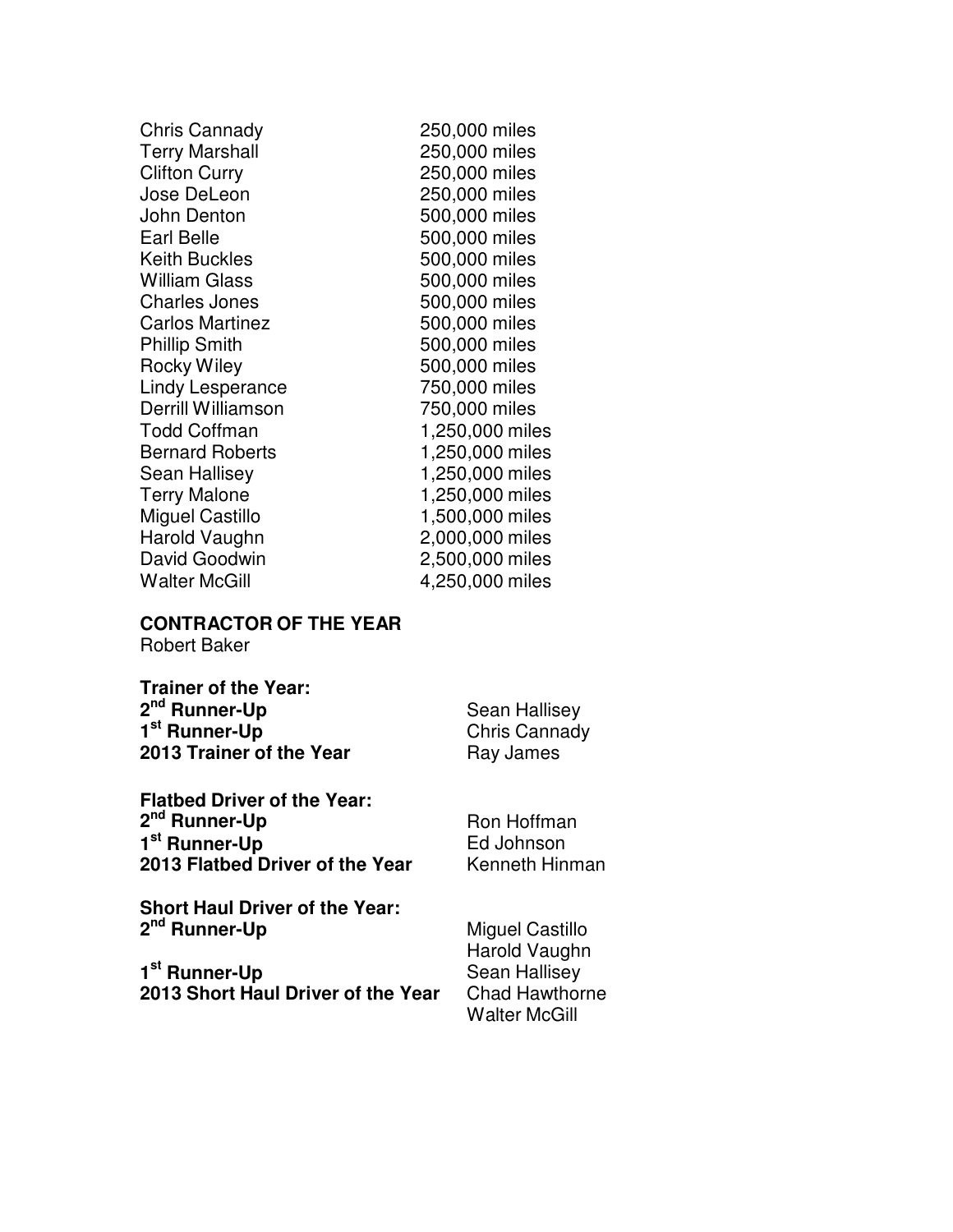| | |
|---|---|
| Chris Cannady | 250,000 miles |
| Terry Marshall | 250,000 miles |
| Clifton Curry | 250,000 miles |
| Jose DeLeon | 250,000 miles |
| John Denton | 500,000 miles |
| Earl Belle | 500,000 miles |
| Keith Buckles | 500,000 miles |
| William Glass | 500,000 miles |
| Charles Jones | 500,000 miles |
| Carlos Martinez | 500,000 miles |
| Phillip Smith | 500,000 miles |
| Rocky Wiley | 500,000 miles |
| Lindy Lesperance | 750,000 miles |
| Derrill Williamson | 750,000 miles |
| Todd Coffman | 1,250,000 miles |
| Bernard Roberts | 1,250,000 miles |
| Sean Hallisey | 1,250,000 miles |
| Terry Malone | 1,250,000 miles |
| Miguel Castillo | 1,500,000 miles |
| Harold Vaughn | 2,000,000 miles |
| David Goodwin | 2,500,000 miles |
| Walter McGill | 4,250,000 miles |

**CONTRACTOR OF THE YEAR**

Robert Baker

**Trainer of the Year:**

| | |
|---|---|
| **2nd Runner-Up** | Sean Hallisey |
| **1st Runner-Up** | Chris Cannady |
| **2013 Trainer of the Year** | Ray James |

**Flatbed Driver of the Year:**

| | |
|---|---|
| **2nd Runner-Up** | Ron Hoffman |
| **1st Runner-Up** | Ed Johnson |
| **2013 Flatbed Driver of the Year** | Kenneth Hinman |

**Short Haul Driver of the Year:**

| | |
|---|---|
| **2nd Runner-Up** | Miguel Castillo<br>Harold Vaughn |
| **1st Runner-Up** | Sean Hallisey |
| **2013 Short Haul Driver of the Year** | Chad Hawthorne<br>Walter McGill |